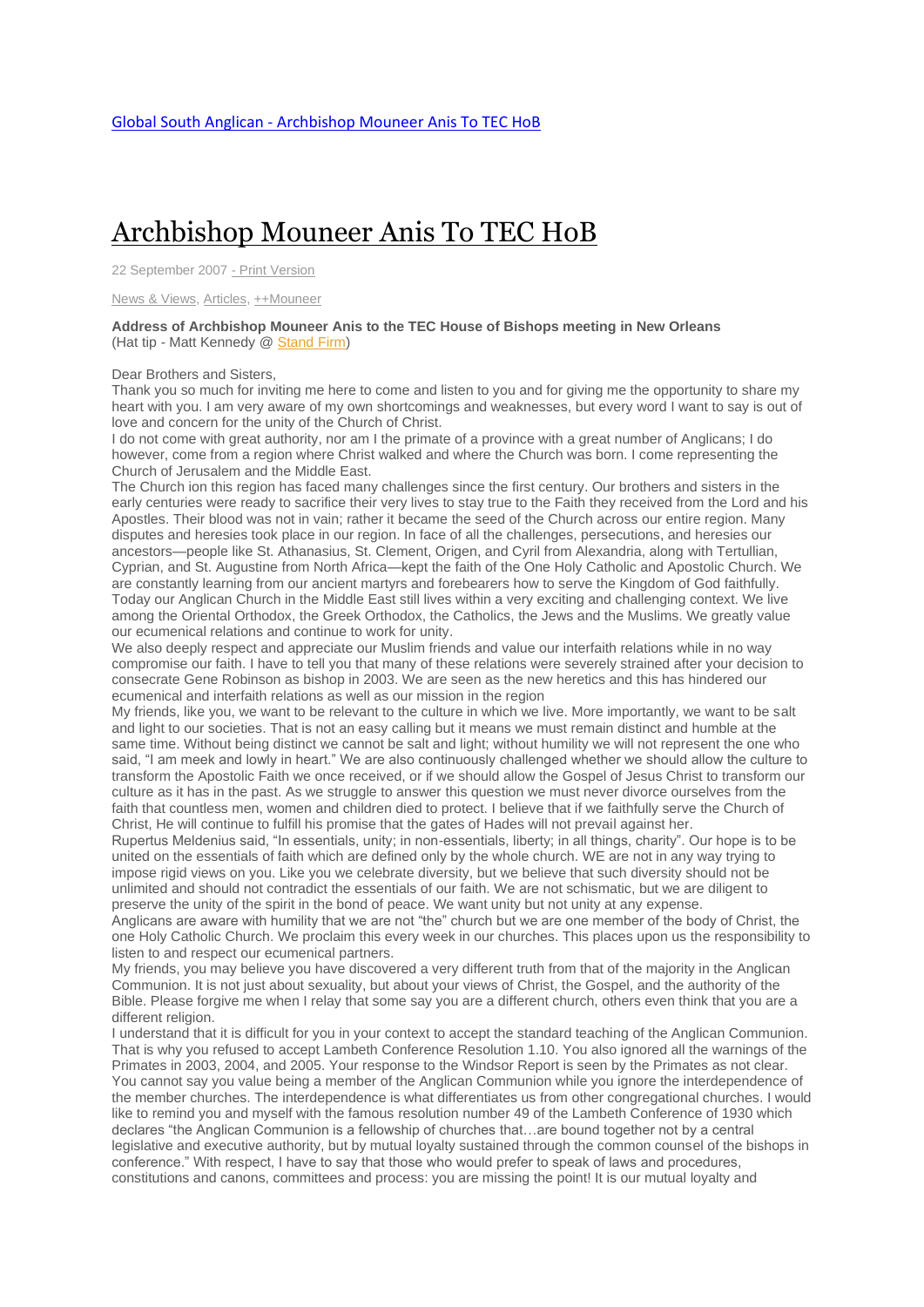[Global South Anglican - Archbishop Mouneer Anis To TEC HoB](#)

# Archbishop Mouneer Anis To TEC HoB

22 September 2007 - Print Version

News & Views, Articles, ++Mouneer

**Address of Archbishop Mouneer Anis to the TEC House of Bishops meeting in New Orleans**
(Hat tip - Matt Kennedy @ Stand Firm)

Dear Brothers and Sisters,

Thank you so much for inviting me here to come and listen to you and for giving me the opportunity to share my heart with you. I am very aware of my own shortcomings and weaknesses, but every word I want to say is out of love and concern for the unity of the Church of Christ.

I do not come with great authority, nor am I the primate of a province with a great number of Anglicans; I do however, come from a region where Christ walked and where the Church was born. I come representing the Church of Jerusalem and the Middle East.

The Church ion this region has faced many challenges since the first century. Our brothers and sisters in the early centuries were ready to sacrifice their very lives to stay true to the Faith they received from the Lord and his Apostles. Their blood was not in vain; rather it became the seed of the Church across our entire region. Many disputes and heresies took place in our region. In face of all the challenges, persecutions, and heresies our ancestors—people like St. Athanasius, St. Clement, Origen, and Cyril from Alexandria, along with Tertullian, Cyprian, and St. Augustine from North Africa—kept the faith of the One Holy Catholic and Apostolic Church. We are constantly learning from our ancient martyrs and forebearers how to serve the Kingdom of God faithfully.

Today our Anglican Church in the Middle East still lives within a very exciting and challenging context. We live among the Oriental Orthodox, the Greek Orthodox, the Catholics, the Jews and the Muslims. We greatly value our ecumenical relations and continue to work for unity.

We also deeply respect and appreciate our Muslim friends and value our interfaith relations while in no way compromise our faith. I have to tell you that many of these relations were severely strained after your decision to consecrate Gene Robinson as bishop in 2003. We are seen as the new heretics and this has hindered our ecumenical and interfaith relations as well as our mission in the region

My friends, like you, we want to be relevant to the culture in which we live. More importantly, we want to be salt and light to our societies. That is not an easy calling but it means we must remain distinct and humble at the same time. Without being distinct we cannot be salt and light; without humility we will not represent the one who said, "I am meek and lowly in heart." We are also continuously challenged whether we should allow the culture to transform the Apostolic Faith we once received, or if we should allow the Gospel of Jesus Christ to transform our culture as it has in the past. As we struggle to answer this question we must never divorce ourselves from the faith that countless men, women and children died to protect. I believe that if we faithfully serve the Church of Christ, He will continue to fulfill his promise that the gates of Hades will not prevail against her.

Rupertus Meldenius said, "In essentials, unity; in non-essentials, liberty; in all things, charity". Our hope is to be united on the essentials of faith which are defined only by the whole church. WE are not in any way trying to impose rigid views on you. Like you we celebrate diversity, but we believe that such diversity should not be unlimited and should not contradict the essentials of our faith. We are not schismatic, but we are diligent to preserve the unity of the spirit in the bond of peace. We want unity but not unity at any expense.

Anglicans are aware with humility that we are not "the" church but we are one member of the body of Christ, the one Holy Catholic Church. We proclaim this every week in our churches. This places upon us the responsibility to listen to and respect our ecumenical partners.

My friends, you may believe you have discovered a very different truth from that of the majority in the Anglican Communion. It is not just about sexuality, but about your views of Christ, the Gospel, and the authority of the Bible. Please forgive me when I relay that some say you are a different church, others even think that you are a different religion.

I understand that it is difficult for you in your context to accept the standard teaching of the Anglican Communion. That is why you refused to accept Lambeth Conference Resolution 1.10. You also ignored all the warnings of the Primates in 2003, 2004, and 2005. Your response to the Windsor Report is seen by the Primates as not clear. You cannot say you value being a member of the Anglican Communion while you ignore the interdependence of the member churches. The interdependence is what differentiates us from other congregational churches. I would like to remind you and myself with the famous resolution number 49 of the Lambeth Conference of 1930 which declares "the Anglican Communion is a fellowship of churches that…are bound together not by a central legislative and executive authority, but by mutual loyalty sustained through the common counsel of the bishops in conference." With respect, I have to say that those who would prefer to speak of laws and procedures, constitutions and canons, committees and process: you are missing the point! It is our mutual loyalty and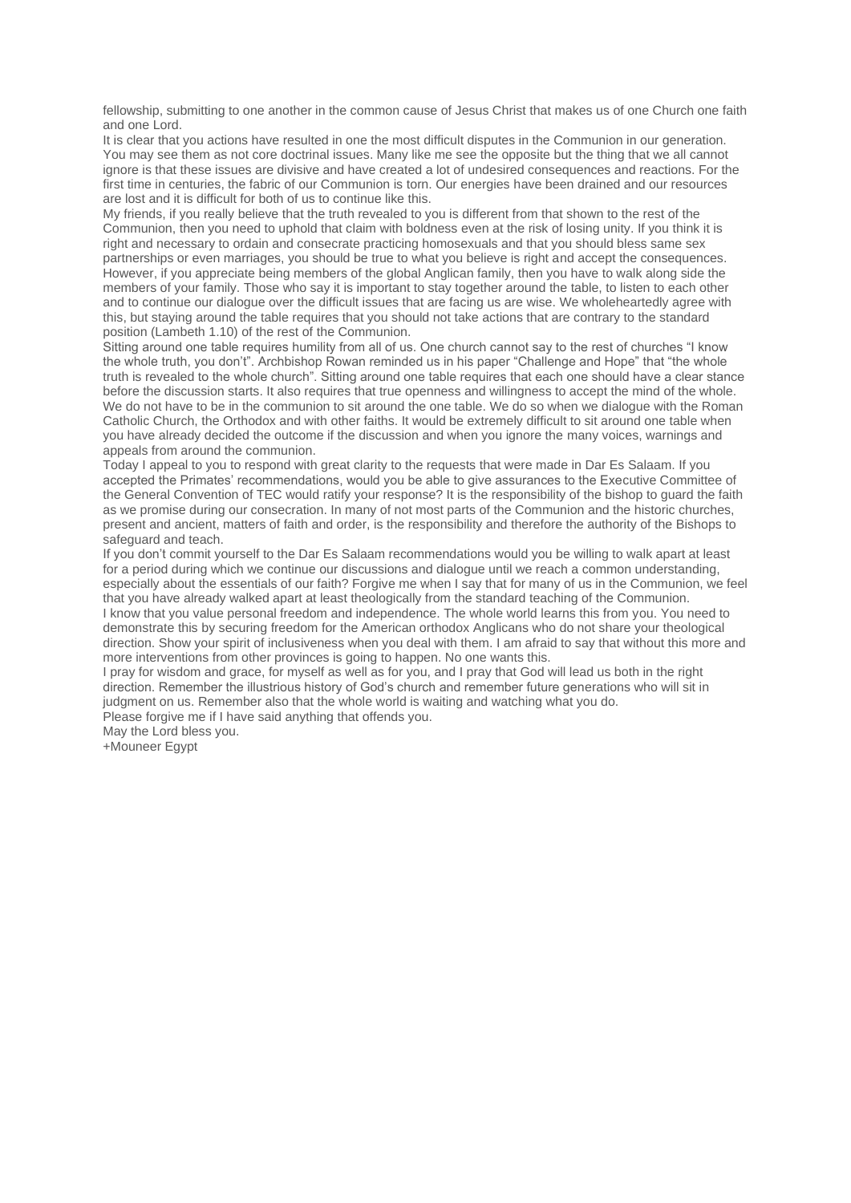fellowship, submitting to one another in the common cause of Jesus Christ that makes us of one Church one faith and one Lord.

It is clear that you actions have resulted in one the most difficult disputes in the Communion in our generation. You may see them as not core doctrinal issues. Many like me see the opposite but the thing that we all cannot ignore is that these issues are divisive and have created a lot of undesired consequences and reactions. For the first time in centuries, the fabric of our Communion is torn. Our energies have been drained and our resources are lost and it is difficult for both of us to continue like this.

My friends, if you really believe that the truth revealed to you is different from that shown to the rest of the Communion, then you need to uphold that claim with boldness even at the risk of losing unity. If you think it is right and necessary to ordain and consecrate practicing homosexuals and that you should bless same sex partnerships or even marriages, you should be true to what you believe is right and accept the consequences. However, if you appreciate being members of the global Anglican family, then you have to walk along side the members of your family. Those who say it is important to stay together around the table, to listen to each other and to continue our dialogue over the difficult issues that are facing us are wise. We wholeheartedly agree with this, but staying around the table requires that you should not take actions that are contrary to the standard position (Lambeth 1.10) of the rest of the Communion.

Sitting around one table requires humility from all of us. One church cannot say to the rest of churches "I know the whole truth, you don't". Archbishop Rowan reminded us in his paper "Challenge and Hope" that "the whole truth is revealed to the whole church". Sitting around one table requires that each one should have a clear stance before the discussion starts. It also requires that true openness and willingness to accept the mind of the whole. We do not have to be in the communion to sit around the one table. We do so when we dialogue with the Roman Catholic Church, the Orthodox and with other faiths. It would be extremely difficult to sit around one table when you have already decided the outcome if the discussion and when you ignore the many voices, warnings and appeals from around the communion.

Today I appeal to you to respond with great clarity to the requests that were made in Dar Es Salaam. If you accepted the Primates' recommendations, would you be able to give assurances to the Executive Committee of the General Convention of TEC would ratify your response? It is the responsibility of the bishop to guard the faith as we promise during our consecration. In many of not most parts of the Communion and the historic churches, present and ancient, matters of faith and order, is the responsibility and therefore the authority of the Bishops to safeguard and teach.

If you don't commit yourself to the Dar Es Salaam recommendations would you be willing to walk apart at least for a period during which we continue our discussions and dialogue until we reach a common understanding, especially about the essentials of our faith? Forgive me when I say that for many of us in the Communion, we feel that you have already walked apart at least theologically from the standard teaching of the Communion.

I know that you value personal freedom and independence. The whole world learns this from you. You need to demonstrate this by securing freedom for the American orthodox Anglicans who do not share your theological direction. Show your spirit of inclusiveness when you deal with them. I am afraid to say that without this more and more interventions from other provinces is going to happen. No one wants this.

I pray for wisdom and grace, for myself as well as for you, and I pray that God will lead us both in the right direction. Remember the illustrious history of God's church and remember future generations who will sit in judgment on us. Remember also that the whole world is waiting and watching what you do.

Please forgive me if I have said anything that offends you.

May the Lord bless you.

+Mouneer Egypt